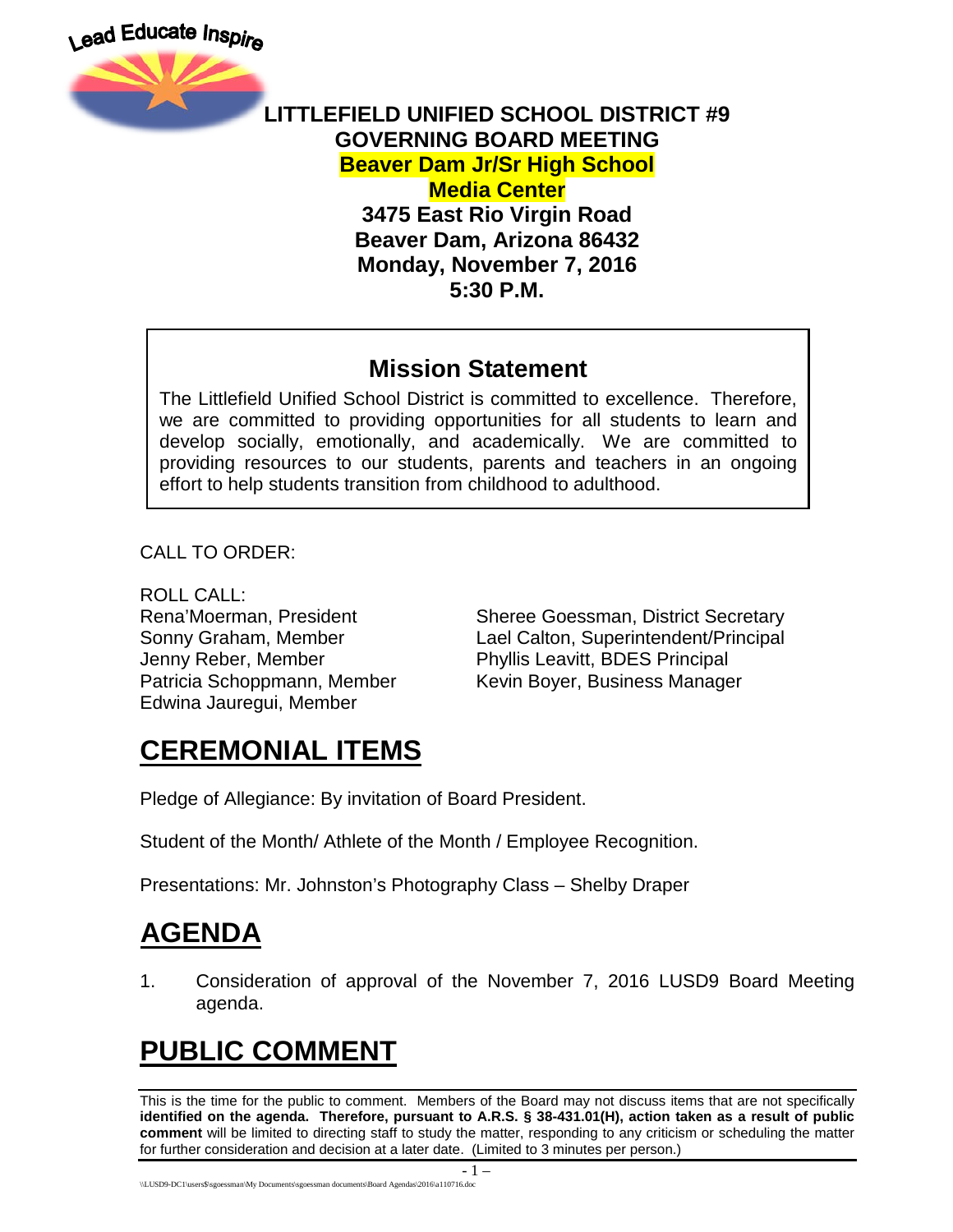Lead Educate Inspire

**LITTLEFIELD UNIFIED SCHOOL DISTRICT #9**
**GOVERNING BOARD MEETING**
**Beaver Dam Jr/Sr High School**
**Media Center**
**3475 East Rio Virgin Road**
**Beaver Dam, Arizona 86432**
**Monday, November 7, 2016**
**5:30 P.M.**

## Mission Statement

The Littlefield Unified School District is committed to excellence. Therefore, we are committed to providing opportunities for all students to learn and develop socially, emotionally, and academically. We are committed to providing resources to our students, parents and teachers in an ongoing effort to help students transition from childhood to adulthood.

CALL TO ORDER:

ROLL CALL:

Rena'Moerman, President
Sonny Graham, Member
Jenny Reber, Member
Patricia Schoppmann, Member
Edwina Jauregui, Member

Sheree Goessman, District Secretary
Lael Calton, Superintendent/Principal
Phyllis Leavitt, BDES Principal
Kevin Boyer, Business Manager

# CEREMONIAL ITEMS

Pledge of Allegiance: By invitation of Board President.

Student of the Month/ Athlete of the Month / Employee Recognition.

Presentations: Mr. Johnston's Photography Class – Shelby Draper

# AGENDA

1. Consideration of approval of the November 7, 2016 LUSD9 Board Meeting agenda.

# PUBLIC COMMENT

This is the time for the public to comment. Members of the Board may not discuss items that are not specifically **identified on the agenda. Therefore, pursuant to A.R.S. § 38-431.01(H), action taken as a result of public comment** will be limited to directing staff to study the matter, responding to any criticism or scheduling the matter for further consideration and decision at a later date. (Limited to 3 minutes per person.)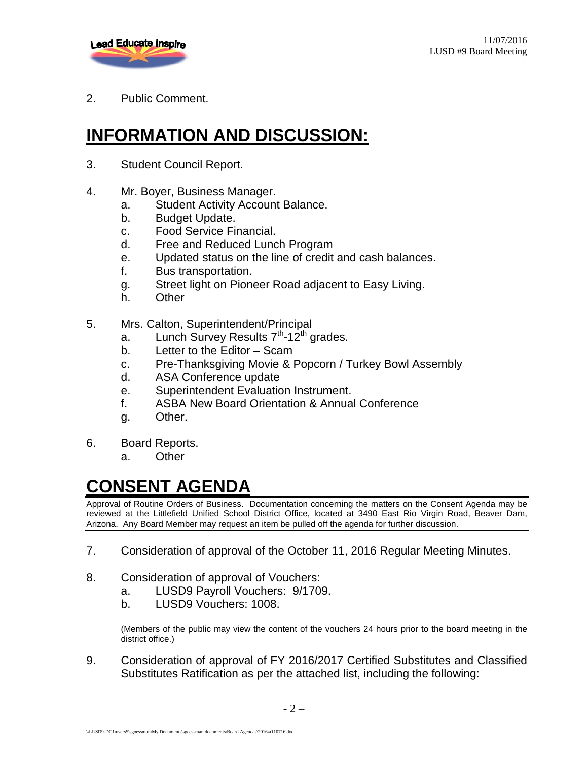2. Public Comment.

# INFORMATION AND DISCUSSION:

3. Student Council Report.

4. Mr. Boyer, Business Manager.
   a. Student Activity Account Balance.
   b. Budget Update.
   c. Food Service Financial.
   d. Free and Reduced Lunch Program
   e. Updated status on the line of credit and cash balances.
   f. Bus transportation.
   g. Street light on Pioneer Road adjacent to Easy Living.
   h. Other

5. Mrs. Calton, Superintendent/Principal
   a. Lunch Survey Results 7th-12th grades.
   b. Letter to the Editor – Scam
   c. Pre-Thanksgiving Movie & Popcorn / Turkey Bowl Assembly
   d. ASA Conference update
   e. Superintendent Evaluation Instrument.
   f. ASBA New Board Orientation & Annual Conference
   g. Other.

6. Board Reports.
   a. Other

# CONSENT AGENDA

Approval of Routine Orders of Business. Documentation concerning the matters on the Consent Agenda may be reviewed at the Littlefield Unified School District Office, located at 3490 East Rio Virgin Road, Beaver Dam, Arizona. Any Board Member may request an item be pulled off the agenda for further discussion.

7. Consideration of approval of the October 11, 2016 Regular Meeting Minutes.

8. Consideration of approval of Vouchers:
   a. LUSD9 Payroll Vouchers: 9/1709.
   b. LUSD9 Vouchers: 1008.

   (Members of the public may view the content of the vouchers 24 hours prior to the board meeting in the district office.)

9. Consideration of approval of FY 2016/2017 Certified Substitutes and Classified Substitutes Ratification as per the attached list, including the following: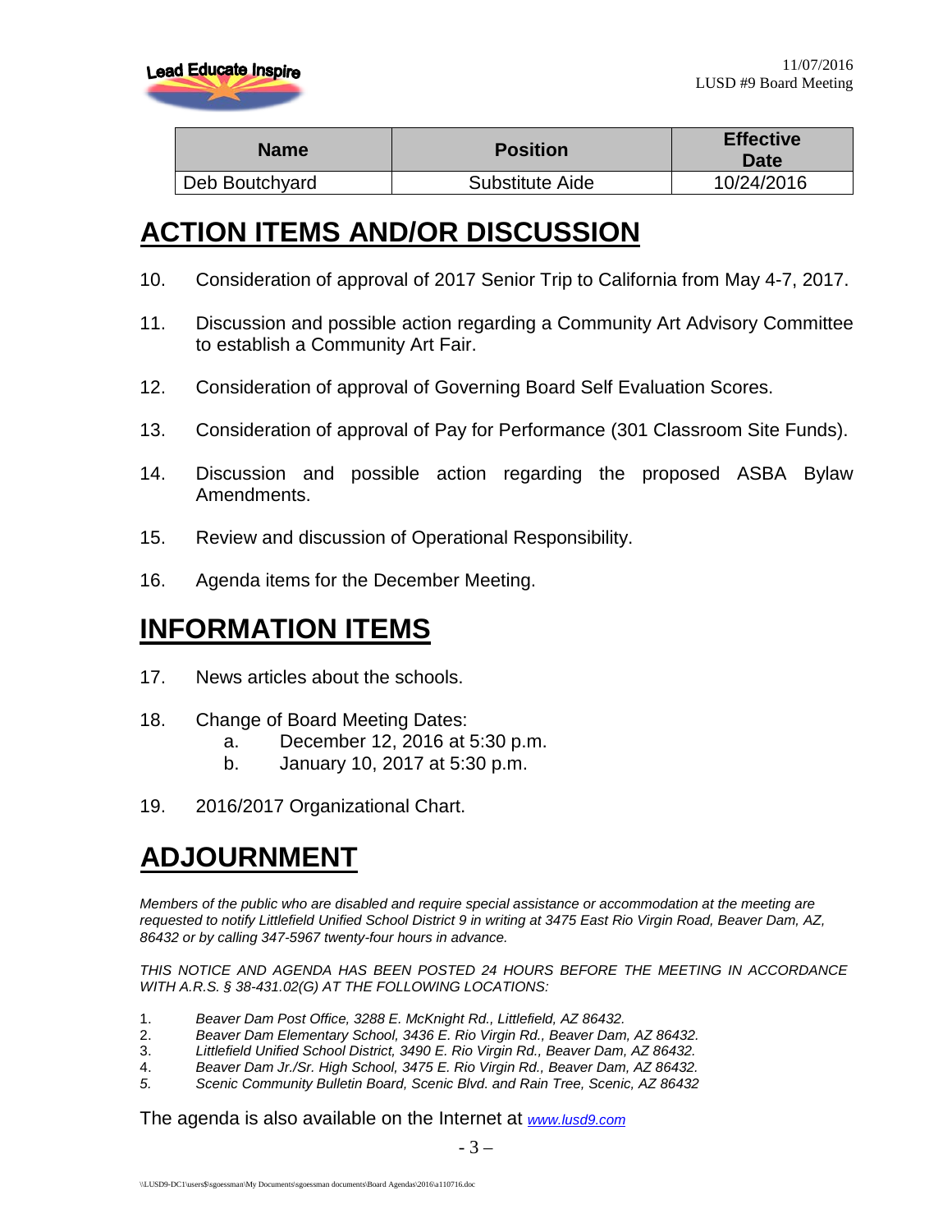| Name | Position | Effective Date |
|---|---|---|
| Deb Boutchyard | Substitute Aide | 10/24/2016 |

# ACTION ITEMS AND/OR DISCUSSION

10. Consideration of approval of 2017 Senior Trip to California from May 4-7, 2017.

11. Discussion and possible action regarding a Community Art Advisory Committee to establish a Community Art Fair.

12. Consideration of approval of Governing Board Self Evaluation Scores.

13. Consideration of approval of Pay for Performance (301 Classroom Site Funds).

14. Discussion and possible action regarding the proposed ASBA Bylaw Amendments.

15. Review and discussion of Operational Responsibility.

16. Agenda items for the December Meeting.

# INFORMATION ITEMS

17. News articles about the schools.

18. Change of Board Meeting Dates:
    a. December 12, 2016 at 5:30 p.m.
    b. January 10, 2017 at 5:30 p.m.

19. 2016/2017 Organizational Chart.

# ADJOURNMENT

*Members of the public who are disabled and require special assistance or accommodation at the meeting are requested to notify Littlefield Unified School District 9 in writing at 3475 East Rio Virgin Road, Beaver Dam, AZ, 86432 or by calling 347-5967 twenty-four hours in advance.*

*THIS NOTICE AND AGENDA HAS BEEN POSTED 24 HOURS BEFORE THE MEETING IN ACCORDANCE WITH A.R.S. § 38-431.02(G) AT THE FOLLOWING LOCATIONS:*

1. *Beaver Dam Post Office, 3288 E. McKnight Rd., Littlefield, AZ 86432.*
2. *Beaver Dam Elementary School, 3436 E. Rio Virgin Rd., Beaver Dam, AZ 86432.*
3. *Littlefield Unified School District, 3490 E. Rio Virgin Rd., Beaver Dam, AZ 86432.*
4. *Beaver Dam Jr./Sr. High School, 3475 E. Rio Virgin Rd., Beaver Dam, AZ 86432.*
5. *Scenic Community Bulletin Board, Scenic Blvd. and Rain Tree, Scenic, AZ 86432*

The agenda is also available on the Internet at *www.lusd9.com*

\\LUSD9-DC1\users$\sgoessman\My Documents\sgoessman documents\Board Agendas\2016\a110716.doc